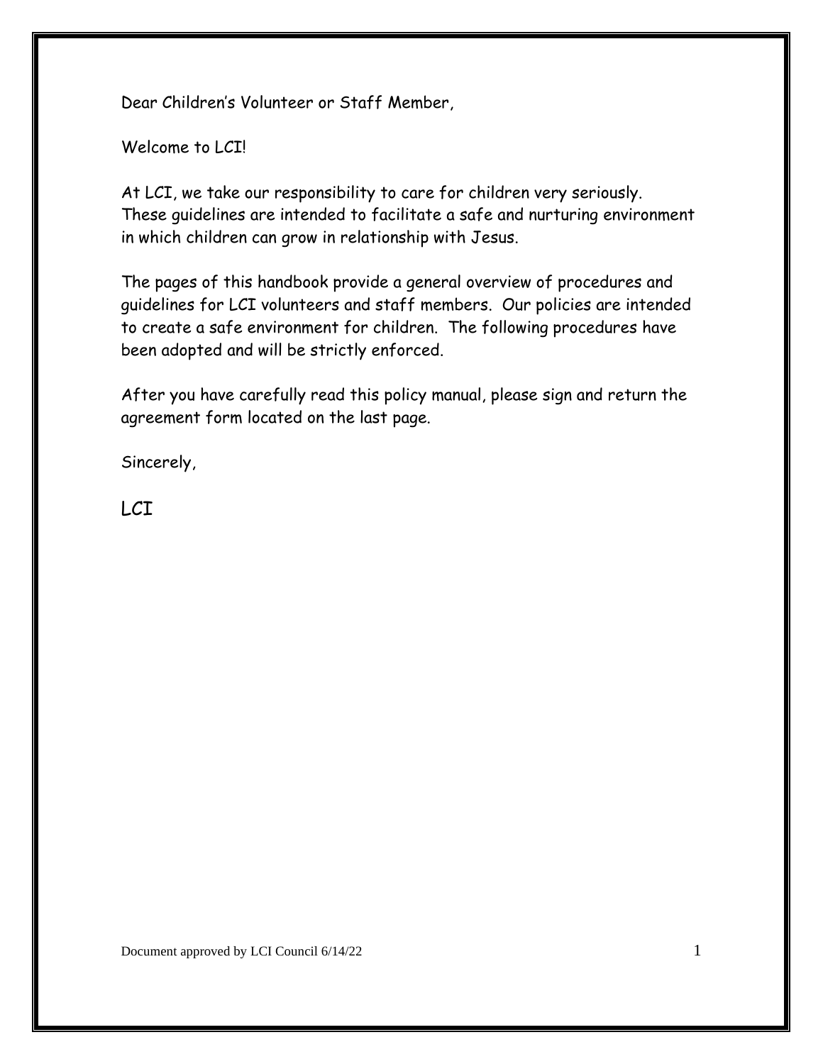Dear Children's Volunteer or Staff Member,

Welcome to LCI!

At LCI, we take our responsibility to care for children very seriously. These guidelines are intended to facilitate a safe and nurturing environment in which children can grow in relationship with Jesus.

The pages of this handbook provide a general overview of procedures and guidelines for LCI volunteers and staff members. Our policies are intended to create a safe environment for children. The following procedures have been adopted and will be strictly enforced.

After you have carefully read this policy manual, please sign and return the agreement form located on the last page.

Sincerely,

LCI

Document approved by LCI Council 6/14/22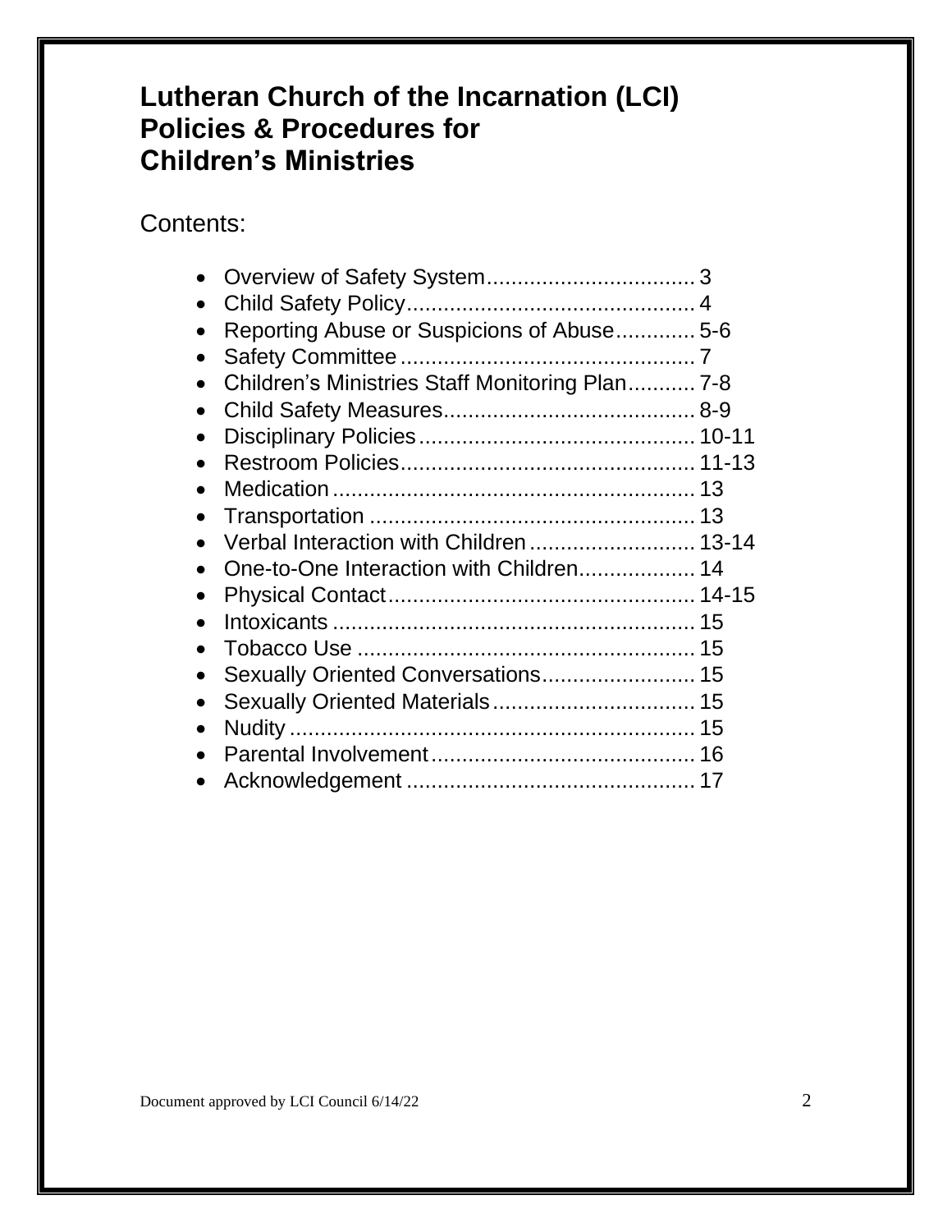# Lutheran Church of the Incarnation (LCI) Policies & Procedures for Children's Ministries

Contents:

- Overview of Safety System.................................. 3
- Child Safety Policy............................................... 4
- Reporting Abuse or Suspicions of Abuse............. 5-6
- Safety Committee ................................................ 7
- Children's Ministries Staff Monitoring Plan........... 7-8
- Child Safety Measures......................................... 8-9
- Disciplinary Policies............................................. 10-11
- Restroom Policies................................................ 11-13
- Medication........................................................... 13
- Transportation ..................................................... 13
- Verbal Interaction with Children........................... 13-14
- One-to-One Interaction with Children................... 14
- Physical Contact.................................................. 14-15
- Intoxicants ........................................................... 15
- Tobacco Use ....................................................... 15
- Sexually Oriented Conversations......................... 15
- Sexually Oriented Materials................................. 15
- Nudity .................................................................. 15
- Parental Involvement........................................... 16
- Acknowledgement ............................................... 17

Document approved by LCI Council 6/14/22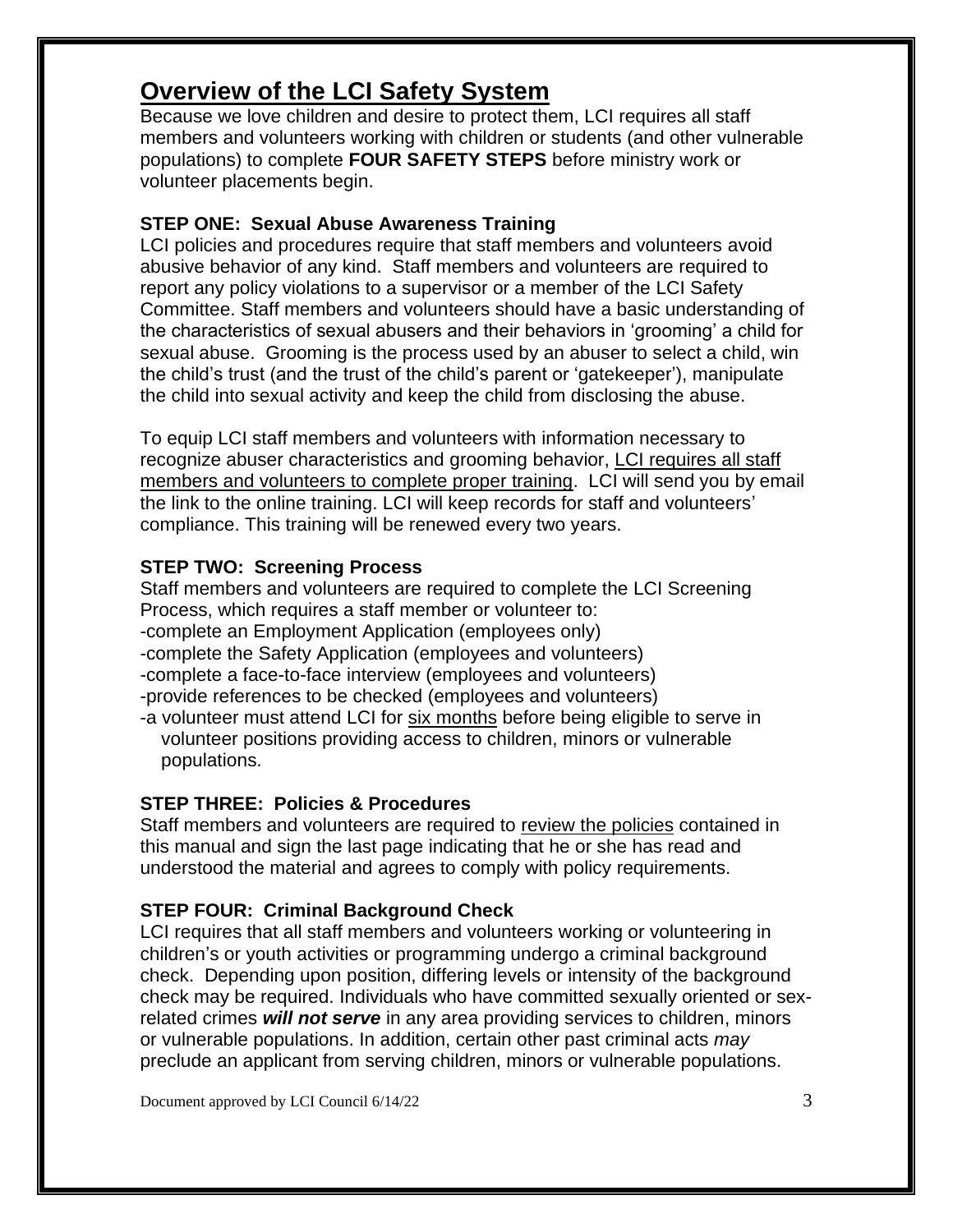# Overview of the LCI Safety System

Because we love children and desire to protect them, LCI requires all staff members and volunteers working with children or students (and other vulnerable populations) to complete **FOUR SAFETY STEPS** before ministry work or volunteer placements begin.

### STEP ONE: Sexual Abuse Awareness Training

LCI policies and procedures require that staff members and volunteers avoid abusive behavior of any kind. Staff members and volunteers are required to report any policy violations to a supervisor or a member of the LCI Safety Committee. Staff members and volunteers should have a basic understanding of the characteristics of sexual abusers and their behaviors in 'grooming' a child for sexual abuse. Grooming is the process used by an abuser to select a child, win the child's trust (and the trust of the child's parent or 'gatekeeper'), manipulate the child into sexual activity and keep the child from disclosing the abuse.

To equip LCI staff members and volunteers with information necessary to recognize abuser characteristics and grooming behavior, LCI requires all staff members and volunteers to complete proper training. LCI will send you by email the link to the online training. LCI will keep records for staff and volunteers' compliance. This training will be renewed every two years.

### STEP TWO: Screening Process

Staff members and volunteers are required to complete the LCI Screening Process, which requires a staff member or volunteer to:

- complete an Employment Application (employees only)
- complete the Safety Application (employees and volunteers)
- complete a face-to-face interview (employees and volunteers)
- provide references to be checked (employees and volunteers)
- a volunteer must attend LCI for six months before being eligible to serve in volunteer positions providing access to children, minors or vulnerable populations.

### STEP THREE: Policies & Procedures

Staff members and volunteers are required to review the policies contained in this manual and sign the last page indicating that he or she has read and understood the material and agrees to comply with policy requirements.

### STEP FOUR: Criminal Background Check

LCI requires that all staff members and volunteers working or volunteering in children's or youth activities or programming undergo a criminal background check. Depending upon position, differing levels or intensity of the background check may be required. Individuals who have committed sexually oriented or sex-related crimes ***will not serve*** in any area providing services to children, minors or vulnerable populations. In addition, certain other past criminal acts *may* preclude an applicant from serving children, minors or vulnerable populations.

Document approved by LCI Council 6/14/22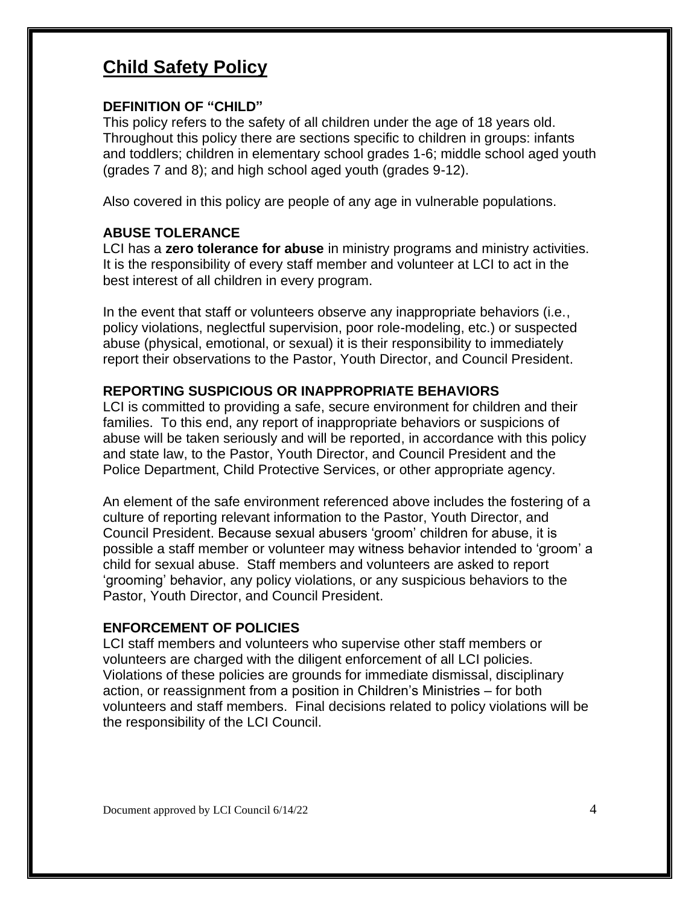# Child Safety Policy

### DEFINITION OF "CHILD"

This policy refers to the safety of all children under the age of 18 years old. Throughout this policy there are sections specific to children in groups: infants and toddlers; children in elementary school grades 1-6; middle school aged youth (grades 7 and 8); and high school aged youth (grades 9-12).

Also covered in this policy are people of any age in vulnerable populations.

### ABUSE TOLERANCE

LCI has a **zero tolerance for abuse** in ministry programs and ministry activities. It is the responsibility of every staff member and volunteer at LCI to act in the best interest of all children in every program.

In the event that staff or volunteers observe any inappropriate behaviors (i.e., policy violations, neglectful supervision, poor role-modeling, etc.) or suspected abuse (physical, emotional, or sexual) it is their responsibility to immediately report their observations to the Pastor, Youth Director, and Council President.

### REPORTING SUSPICIOUS OR INAPPROPRIATE BEHAVIORS

LCI is committed to providing a safe, secure environment for children and their families. To this end, any report of inappropriate behaviors or suspicions of abuse will be taken seriously and will be reported, in accordance with this policy and state law, to the Pastor, Youth Director, and Council President and the Police Department, Child Protective Services, or other appropriate agency.

An element of the safe environment referenced above includes the fostering of a culture of reporting relevant information to the Pastor, Youth Director, and Council President. Because sexual abusers 'groom' children for abuse, it is possible a staff member or volunteer may witness behavior intended to 'groom' a child for sexual abuse. Staff members and volunteers are asked to report 'grooming' behavior, any policy violations, or any suspicious behaviors to the Pastor, Youth Director, and Council President.

### ENFORCEMENT OF POLICIES

LCI staff members and volunteers who supervise other staff members or volunteers are charged with the diligent enforcement of all LCI policies. Violations of these policies are grounds for immediate dismissal, disciplinary action, or reassignment from a position in Children's Ministries – for both volunteers and staff members. Final decisions related to policy violations will be the responsibility of the LCI Council.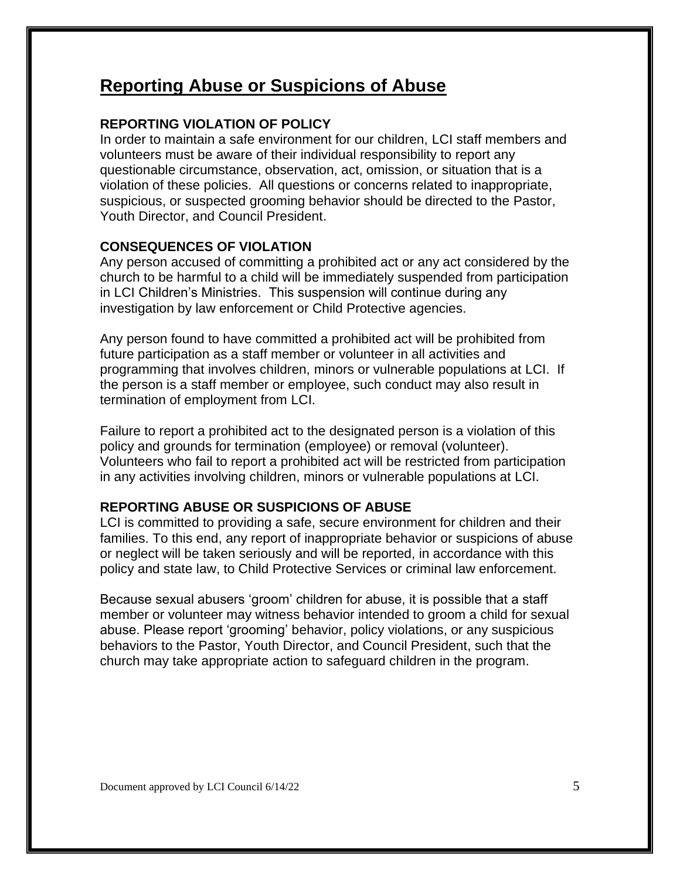## Reporting Abuse or Suspicions of Abuse

### REPORTING VIOLATION OF POLICY

In order to maintain a safe environment for our children, LCI staff members and volunteers must be aware of their individual responsibility to report any questionable circumstance, observation, act, omission, or situation that is a violation of these policies. All questions or concerns related to inappropriate, suspicious, or suspected grooming behavior should be directed to the Pastor, Youth Director, and Council President.

### CONSEQUENCES OF VIOLATION

Any person accused of committing a prohibited act or any act considered by the church to be harmful to a child will be immediately suspended from participation in LCI Children's Ministries. This suspension will continue during any investigation by law enforcement or Child Protective agencies.

Any person found to have committed a prohibited act will be prohibited from future participation as a staff member or volunteer in all activities and programming that involves children, minors or vulnerable populations at LCI. If the person is a staff member or employee, such conduct may also result in termination of employment from LCI.

Failure to report a prohibited act to the designated person is a violation of this policy and grounds for termination (employee) or removal (volunteer). Volunteers who fail to report a prohibited act will be restricted from participation in any activities involving children, minors or vulnerable populations at LCI.

### REPORTING ABUSE OR SUSPICIONS OF ABUSE

LCI is committed to providing a safe, secure environment for children and their families. To this end, any report of inappropriate behavior or suspicions of abuse or neglect will be taken seriously and will be reported, in accordance with this policy and state law, to Child Protective Services or criminal law enforcement.

Because sexual abusers 'groom' children for abuse, it is possible that a staff member or volunteer may witness behavior intended to groom a child for sexual abuse. Please report 'grooming' behavior, policy violations, or any suspicious behaviors to the Pastor, Youth Director, and Council President, such that the church may take appropriate action to safeguard children in the program.

Document approved by LCI Council 6/14/22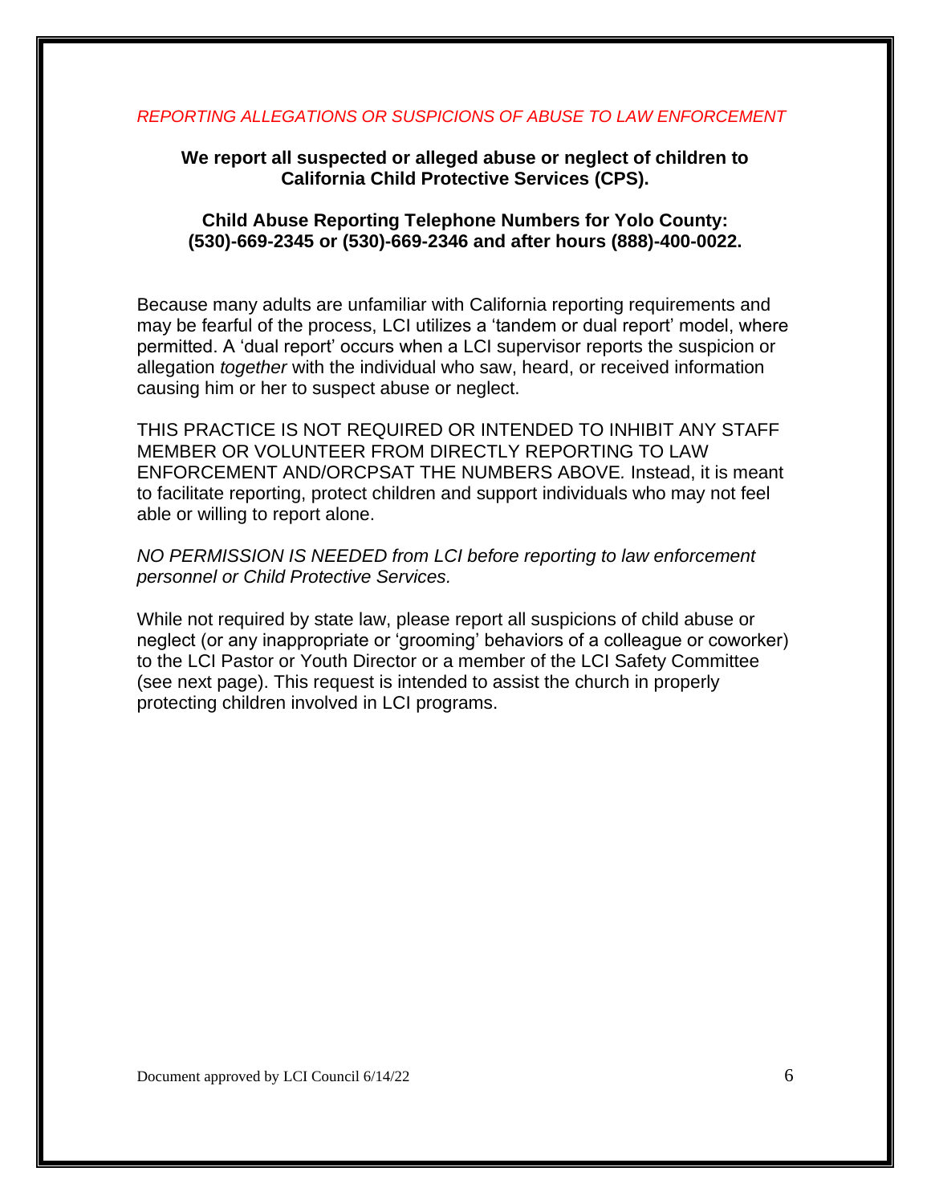*REPORTING ALLEGATIONS OR SUSPICIONS OF ABUSE TO LAW ENFORCEMENT*

**We report all suspected or alleged abuse or neglect of children to California Child Protective Services (CPS).**

**Child Abuse Reporting Telephone Numbers for Yolo County: (530)-669-2345 or (530)-669-2346 and after hours (888)-400-0022.**

Because many adults are unfamiliar with California reporting requirements and may be fearful of the process, LCI utilizes a 'tandem or dual report' model, where permitted. A 'dual report' occurs when a LCI supervisor reports the suspicion or allegation *together* with the individual who saw, heard, or received information causing him or her to suspect abuse or neglect.

THIS PRACTICE IS NOT REQUIRED OR INTENDED TO INHIBIT ANY STAFF MEMBER OR VOLUNTEER FROM DIRECTLY REPORTING TO LAW ENFORCEMENT AND/ORCPSAT THE NUMBERS ABOVE*.* Instead, it is meant to facilitate reporting, protect children and support individuals who may not feel able or willing to report alone.

*NO PERMISSION IS NEEDED from LCI before reporting to law enforcement personnel or Child Protective Services.*

While not required by state law, please report all suspicions of child abuse or neglect (or any inappropriate or 'grooming' behaviors of a colleague or coworker) to the LCI Pastor or Youth Director or a member of the LCI Safety Committee (see next page). This request is intended to assist the church in properly protecting children involved in LCI programs.

Document approved by LCI Council 6/14/22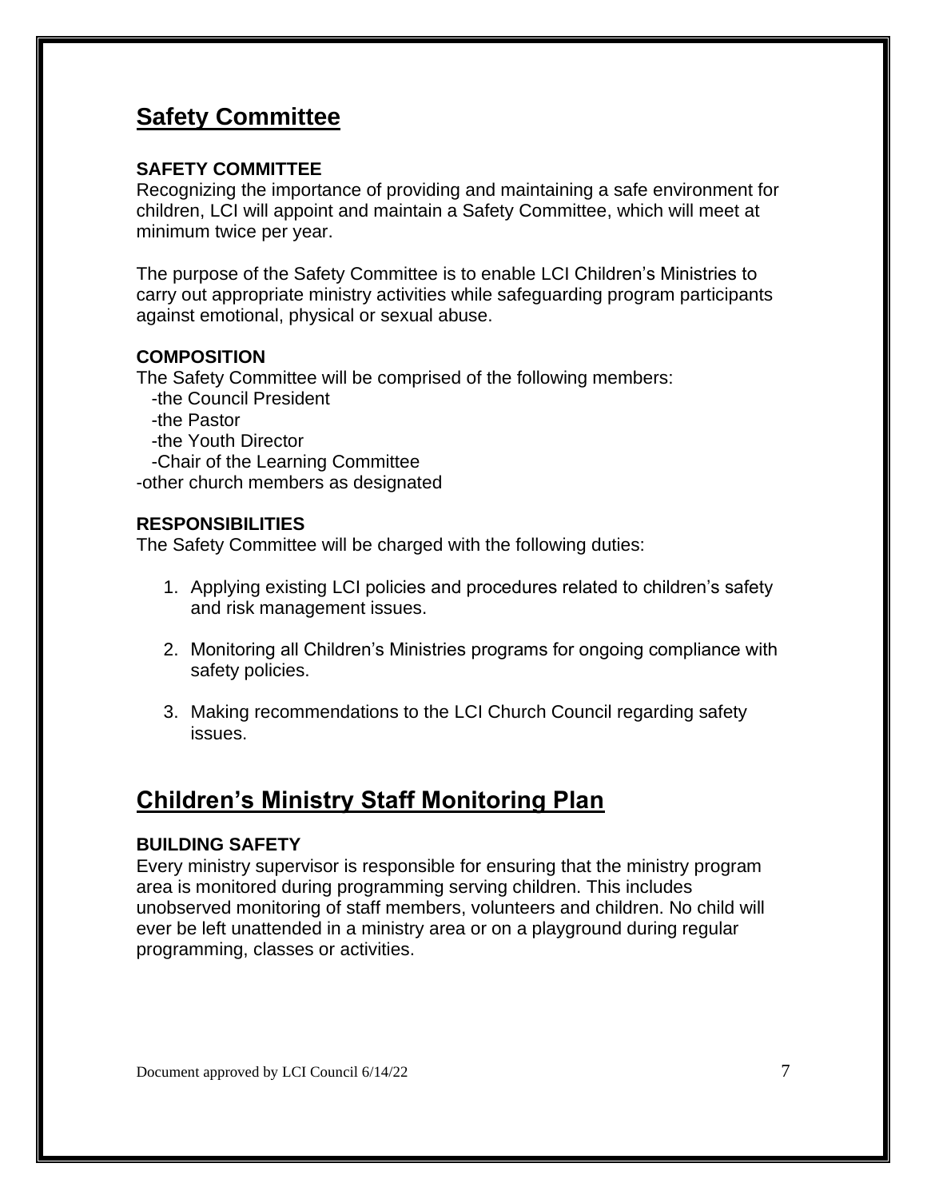## Safety Committee

**SAFETY COMMITTEE**

Recognizing the importance of providing and maintaining a safe environment for children, LCI will appoint and maintain a Safety Committee, which will meet at minimum twice per year.

The purpose of the Safety Committee is to enable LCI Children's Ministries to carry out appropriate ministry activities while safeguarding program participants against emotional, physical or sexual abuse.

**COMPOSITION**

The Safety Committee will be comprised of the following members:

- the Council President
- the Pastor
- the Youth Director
- Chair of the Learning Committee
- other church members as designated

**RESPONSIBILITIES**

The Safety Committee will be charged with the following duties:

1. Applying existing LCI policies and procedures related to children's safety and risk management issues.
2. Monitoring all Children's Ministries programs for ongoing compliance with safety policies.
3. Making recommendations to the LCI Church Council regarding safety issues.

## Children's Ministry Staff Monitoring Plan

**BUILDING SAFETY**

Every ministry supervisor is responsible for ensuring that the ministry program area is monitored during programming serving children. This includes unobserved monitoring of staff members, volunteers and children. No child will ever be left unattended in a ministry area or on a playground during regular programming, classes or activities.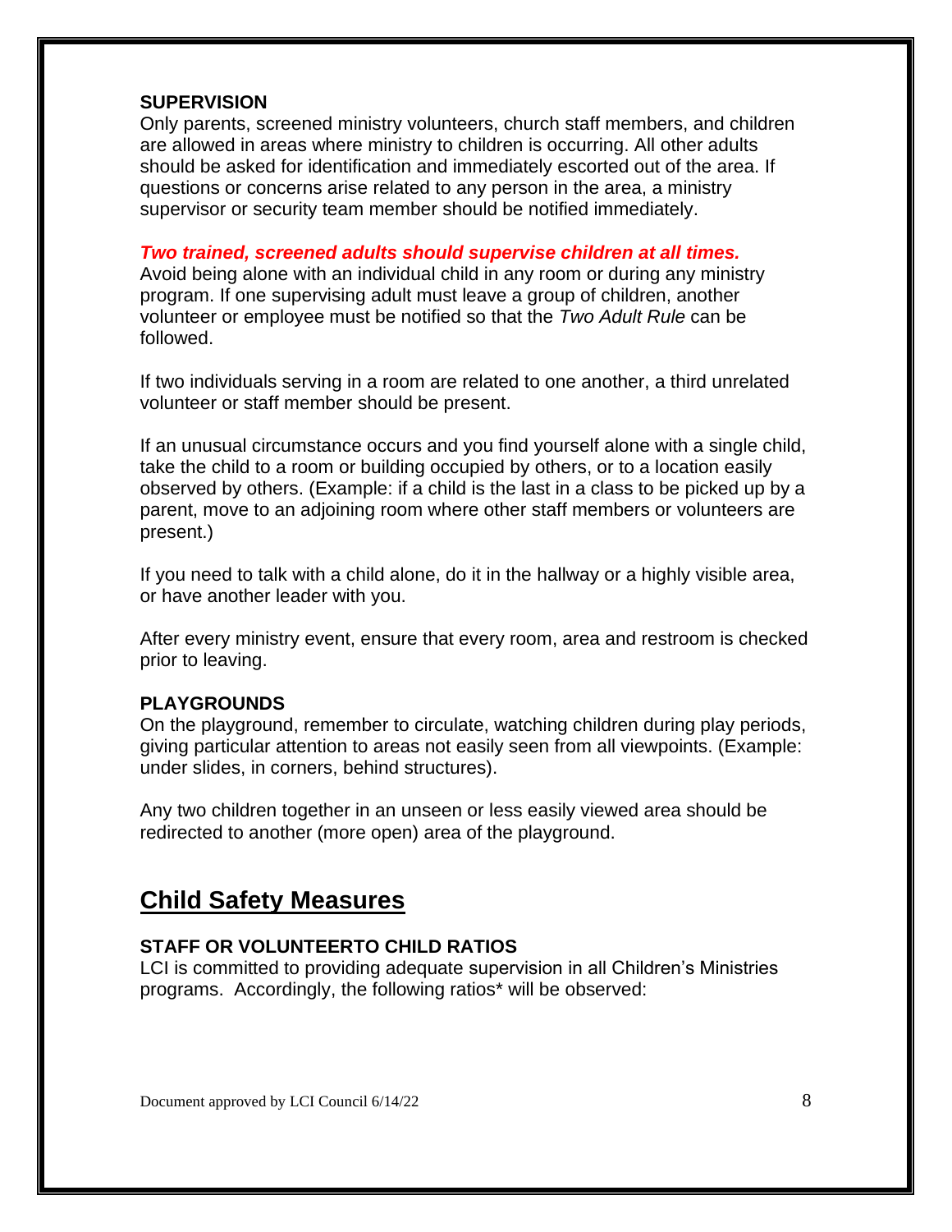### SUPERVISION

Only parents, screened ministry volunteers, church staff members, and children are allowed in areas where ministry to children is occurring. All other adults should be asked for identification and immediately escorted out of the area. If questions or concerns arise related to any person in the area, a ministry supervisor or security team member should be notified immediately.

***Two trained, screened adults should supervise children at all times.***
Avoid being alone with an individual child in any room or during any ministry program. If one supervising adult must leave a group of children, another volunteer or employee must be notified so that the *Two Adult Rule* can be followed.

If two individuals serving in a room are related to one another, a third unrelated volunteer or staff member should be present.

If an unusual circumstance occurs and you find yourself alone with a single child, take the child to a room or building occupied by others, or to a location easily observed by others. (Example: if a child is the last in a class to be picked up by a parent, move to an adjoining room where other staff members or volunteers are present.)

If you need to talk with a child alone, do it in the hallway or a highly visible area, or have another leader with you.

After every ministry event, ensure that every room, area and restroom is checked prior to leaving.

### PLAYGROUNDS

On the playground, remember to circulate, watching children during play periods, giving particular attention to areas not easily seen from all viewpoints. (Example: under slides, in corners, behind structures).

Any two children together in an unseen or less easily viewed area should be redirected to another (more open) area of the playground.

## Child Safety Measures

### STAFF OR VOLUNTEERTO CHILD RATIOS

LCI is committed to providing adequate supervision in all Children's Ministries programs. Accordingly, the following ratios* will be observed: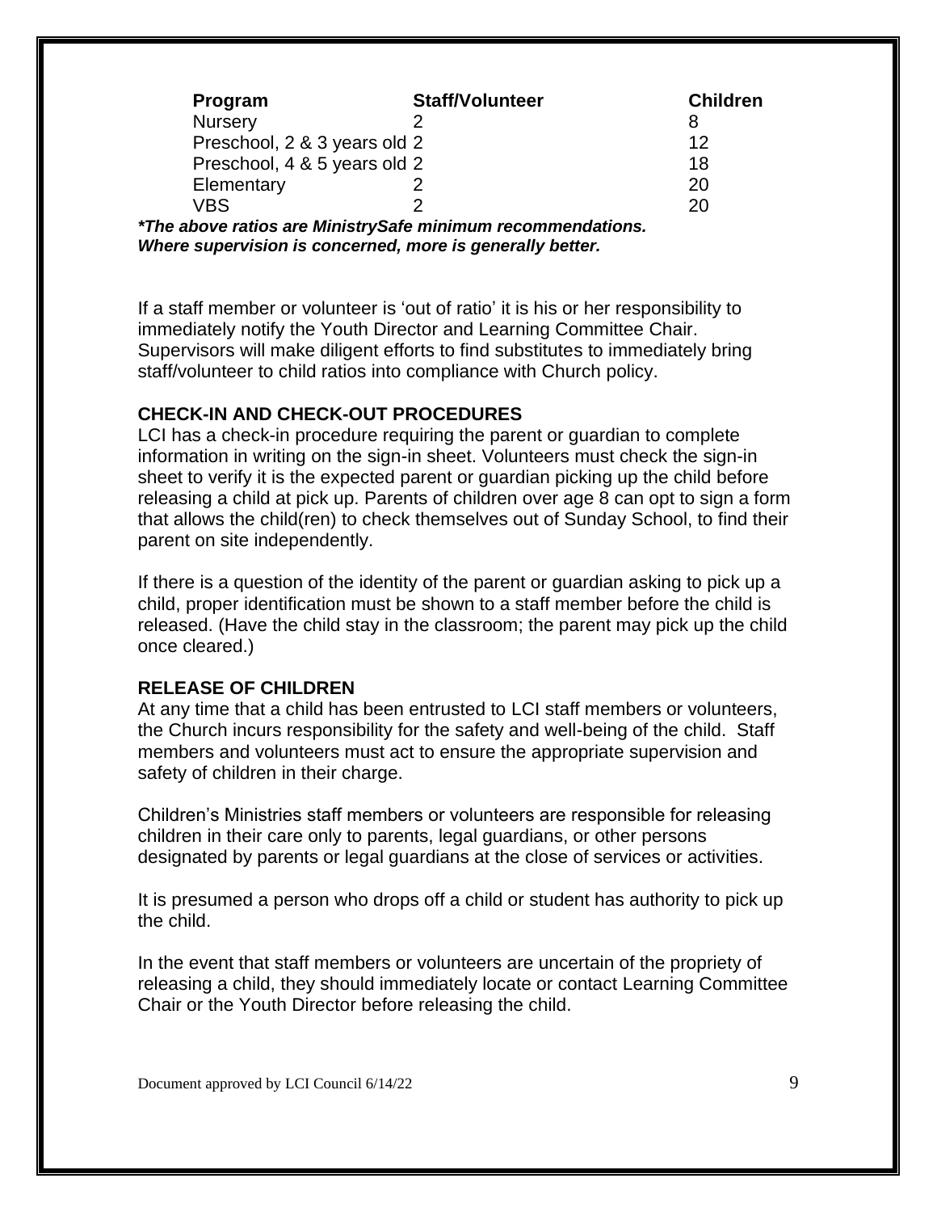| Program | Staff/Volunteer | Children |
| --- | --- | --- |
| Nursery | 2 | 8 |
| Preschool, 2 & 3 years old | 2 | 12 |
| Preschool, 4 & 5 years old | 2 | 18 |
| Elementary | 2 | 20 |
| VBS | 2 | 20 |

***The above ratios are MinistrySafe minimum recommendations. Where supervision is concerned, more is generally better.***

If a staff member or volunteer is 'out of ratio' it is his or her responsibility to immediately notify the Youth Director and Learning Committee Chair. Supervisors will make diligent efforts to find substitutes to immediately bring staff/volunteer to child ratios into compliance with Church policy.

**CHECK-IN AND CHECK-OUT PROCEDURES**

LCI has a check-in procedure requiring the parent or guardian to complete information in writing on the sign-in sheet. Volunteers must check the sign-in sheet to verify it is the expected parent or guardian picking up the child before releasing a child at pick up. Parents of children over age 8 can opt to sign a form that allows the child(ren) to check themselves out of Sunday School, to find their parent on site independently.

If there is a question of the identity of the parent or guardian asking to pick up a child, proper identification must be shown to a staff member before the child is released. (Have the child stay in the classroom; the parent may pick up the child once cleared.)

**RELEASE OF CHILDREN**

At any time that a child has been entrusted to LCI staff members or volunteers, the Church incurs responsibility for the safety and well-being of the child. Staff members and volunteers must act to ensure the appropriate supervision and safety of children in their charge.

Children's Ministries staff members or volunteers are responsible for releasing children in their care only to parents, legal guardians, or other persons designated by parents or legal guardians at the close of services or activities.

It is presumed a person who drops off a child or student has authority to pick up the child.

In the event that staff members or volunteers are uncertain of the propriety of releasing a child, they should immediately locate or contact Learning Committee Chair or the Youth Director before releasing the child.

Document approved by LCI Council 6/14/22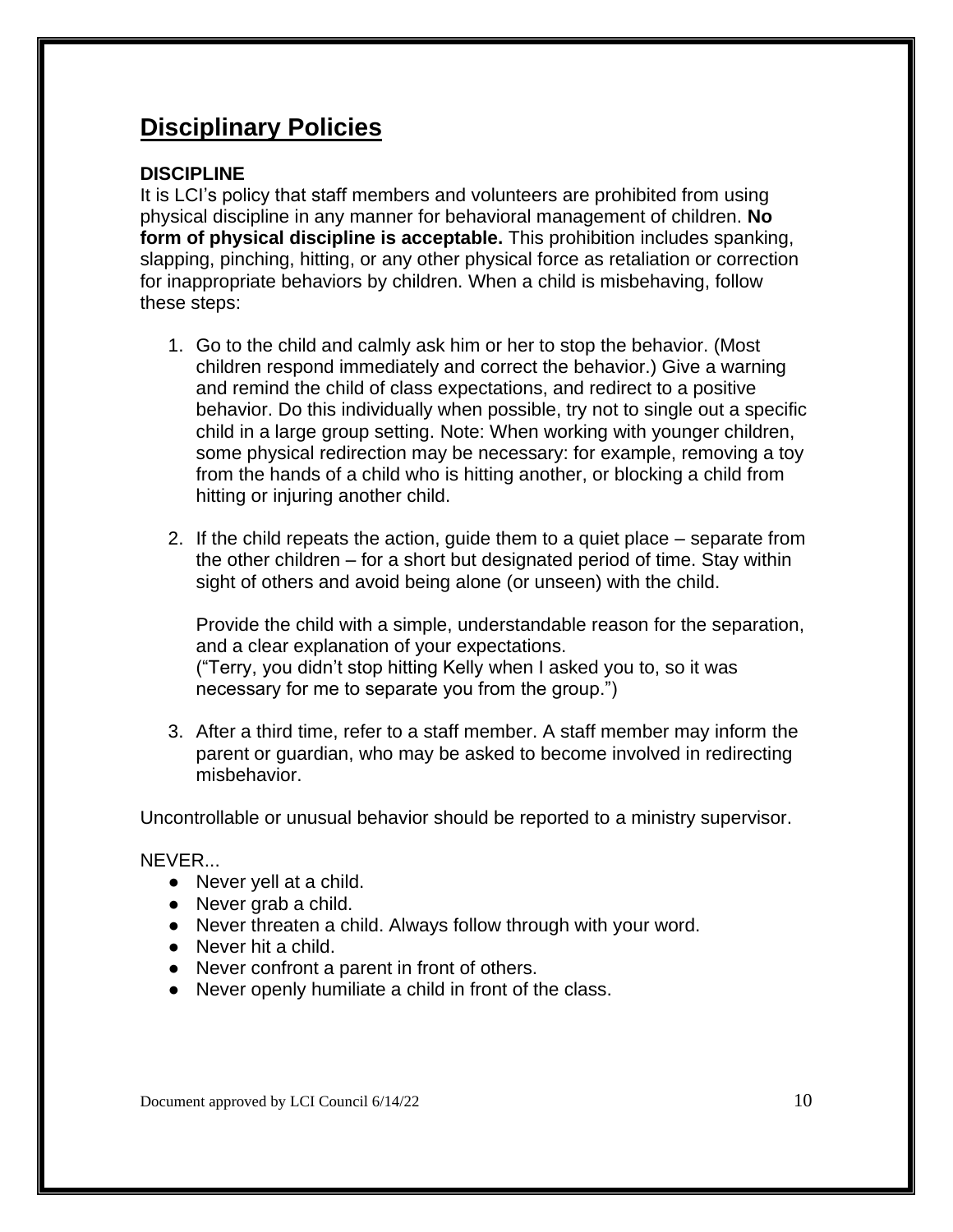# Disciplinary Policies

### DISCIPLINE

It is LCI's policy that staff members and volunteers are prohibited from using physical discipline in any manner for behavioral management of children. **No form of physical discipline is acceptable.** This prohibition includes spanking, slapping, pinching, hitting, or any other physical force as retaliation or correction for inappropriate behaviors by children. When a child is misbehaving, follow these steps:

1. Go to the child and calmly ask him or her to stop the behavior. (Most children respond immediately and correct the behavior.) Give a warning and remind the child of class expectations, and redirect to a positive behavior. Do this individually when possible, try not to single out a specific child in a large group setting. Note: When working with younger children, some physical redirection may be necessary: for example, removing a toy from the hands of a child who is hitting another, or blocking a child from hitting or injuring another child.

2. If the child repeats the action, guide them to a quiet place – separate from the other children – for a short but designated period of time. Stay within sight of others and avoid being alone (or unseen) with the child.

   Provide the child with a simple, understandable reason for the separation, and a clear explanation of your expectations.
   ("Terry, you didn't stop hitting Kelly when I asked you to, so it was necessary for me to separate you from the group.")

3. After a third time, refer to a staff member. A staff member may inform the parent or guardian, who may be asked to become involved in redirecting misbehavior.

Uncontrollable or unusual behavior should be reported to a ministry supervisor.

NEVER...

- Never yell at a child.
- Never grab a child.
- Never threaten a child. Always follow through with your word.
- Never hit a child.
- Never confront a parent in front of others.
- Never openly humiliate a child in front of the class.

Document approved by LCI Council 6/14/22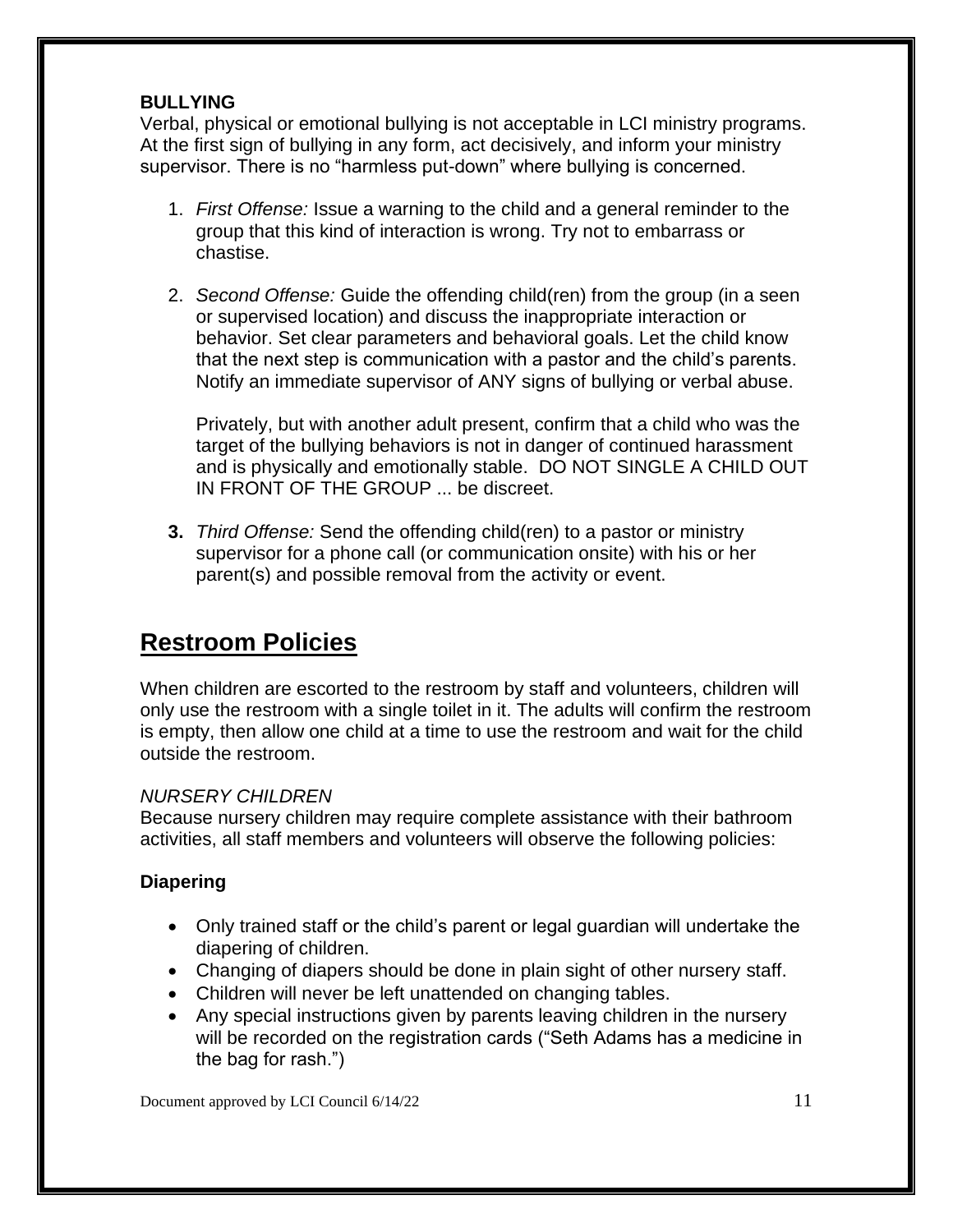**BULLYING**
Verbal, physical or emotional bullying is not acceptable in LCI ministry programs. At the first sign of bullying in any form, act decisively, and inform your ministry supervisor. There is no "harmless put-down" where bullying is concerned.

1. *First Offense:* Issue a warning to the child and a general reminder to the group that this kind of interaction is wrong. Try not to embarrass or chastise.

2. *Second Offense:* Guide the offending child(ren) from the group (in a seen or supervised location) and discuss the inappropriate interaction or behavior. Set clear parameters and behavioral goals. Let the child know that the next step is communication with a pastor and the child's parents. Notify an immediate supervisor of ANY signs of bullying or verbal abuse.

   Privately, but with another adult present, confirm that a child who was the target of the bullying behaviors is not in danger of continued harassment and is physically and emotionally stable. DO NOT SINGLE A CHILD OUT IN FRONT OF THE GROUP ... be discreet.

3. *Third Offense:* Send the offending child(ren) to a pastor or ministry supervisor for a phone call (or communication onsite) with his or her parent(s) and possible removal from the activity or event.

## Restroom Policies

When children are escorted to the restroom by staff and volunteers, children will only use the restroom with a single toilet in it. The adults will confirm the restroom is empty, then allow one child at a time to use the restroom and wait for the child outside the restroom.

*NURSERY CHILDREN*
Because nursery children may require complete assistance with their bathroom activities, all staff members and volunteers will observe the following policies:

**Diapering**

- Only trained staff or the child's parent or legal guardian will undertake the diapering of children.
- Changing of diapers should be done in plain sight of other nursery staff.
- Children will never be left unattended on changing tables.
- Any special instructions given by parents leaving children in the nursery will be recorded on the registration cards ("Seth Adams has a medicine in the bag for rash.")

Document approved by LCI Council 6/14/22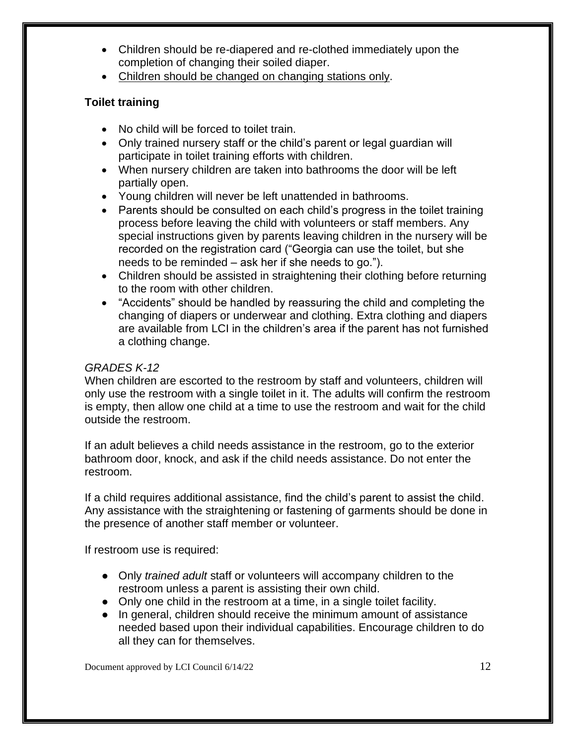- Children should be re-diapered and re-clothed immediately upon the completion of changing their soiled diaper.
- <u>Children should be changed on changing stations only</u>.

**Toilet training**

- No child will be forced to toilet train.
- Only trained nursery staff or the child's parent or legal guardian will participate in toilet training efforts with children.
- When nursery children are taken into bathrooms the door will be left partially open.
- Young children will never be left unattended in bathrooms.
- Parents should be consulted on each child's progress in the toilet training process before leaving the child with volunteers or staff members. Any special instructions given by parents leaving children in the nursery will be recorded on the registration card ("Georgia can use the toilet, but she needs to be reminded – ask her if she needs to go.").
- Children should be assisted in straightening their clothing before returning to the room with other children.
- "Accidents" should be handled by reassuring the child and completing the changing of diapers or underwear and clothing. Extra clothing and diapers are available from LCI in the children's area if the parent has not furnished a clothing change.

*GRADES K-12*

When children are escorted to the restroom by staff and volunteers, children will only use the restroom with a single toilet in it. The adults will confirm the restroom is empty, then allow one child at a time to use the restroom and wait for the child outside the restroom.

If an adult believes a child needs assistance in the restroom, go to the exterior bathroom door, knock, and ask if the child needs assistance. Do not enter the restroom.

If a child requires additional assistance, find the child's parent to assist the child. Any assistance with the straightening or fastening of garments should be done in the presence of another staff member or volunteer.

If restroom use is required:

- Only *trained adult* staff or volunteers will accompany children to the restroom unless a parent is assisting their own child.
- Only one child in the restroom at a time, in a single toilet facility.
- In general, children should receive the minimum amount of assistance needed based upon their individual capabilities. Encourage children to do all they can for themselves.

Document approved by LCI Council 6/14/22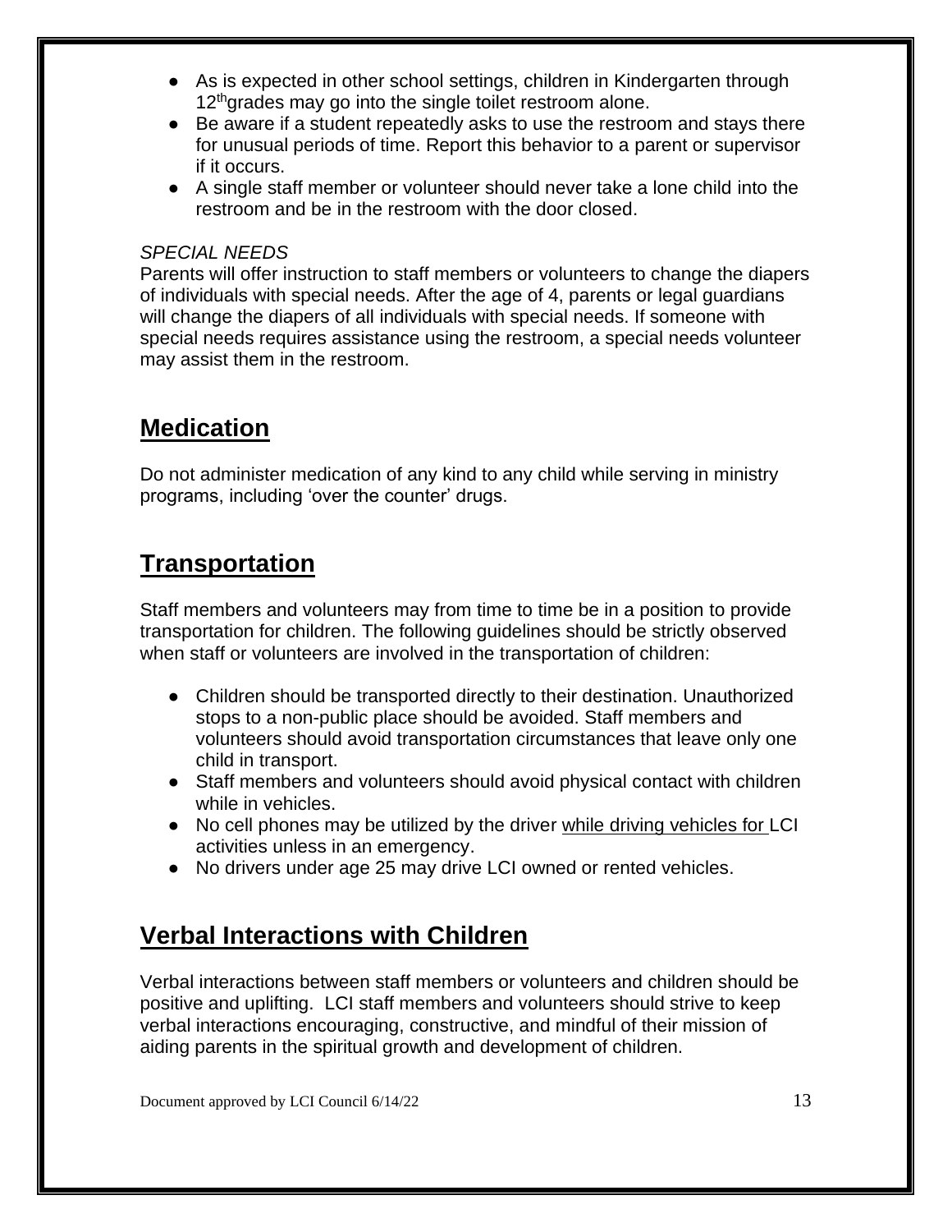- As is expected in other school settings, children in Kindergarten through 12th grades may go into the single toilet restroom alone.
- Be aware if a student repeatedly asks to use the restroom and stays there for unusual periods of time. Report this behavior to a parent or supervisor if it occurs.
- A single staff member or volunteer should never take a lone child into the restroom and be in the restroom with the door closed.

*SPECIAL NEEDS*

Parents will offer instruction to staff members or volunteers to change the diapers of individuals with special needs. After the age of 4, parents or legal guardians will change the diapers of all individuals with special needs. If someone with special needs requires assistance using the restroom, a special needs volunteer may assist them in the restroom.

## Medication

Do not administer medication of any kind to any child while serving in ministry programs, including 'over the counter' drugs.

## Transportation

Staff members and volunteers may from time to time be in a position to provide transportation for children. The following guidelines should be strictly observed when staff or volunteers are involved in the transportation of children:

- Children should be transported directly to their destination. Unauthorized stops to a non-public place should be avoided. Staff members and volunteers should avoid transportation circumstances that leave only one child in transport.
- Staff members and volunteers should avoid physical contact with children while in vehicles.
- No cell phones may be utilized by the driver while driving vehicles for LCI activities unless in an emergency.
- No drivers under age 25 may drive LCI owned or rented vehicles.

## Verbal Interactions with Children

Verbal interactions between staff members or volunteers and children should be positive and uplifting. LCI staff members and volunteers should strive to keep verbal interactions encouraging, constructive, and mindful of their mission of aiding parents in the spiritual growth and development of children.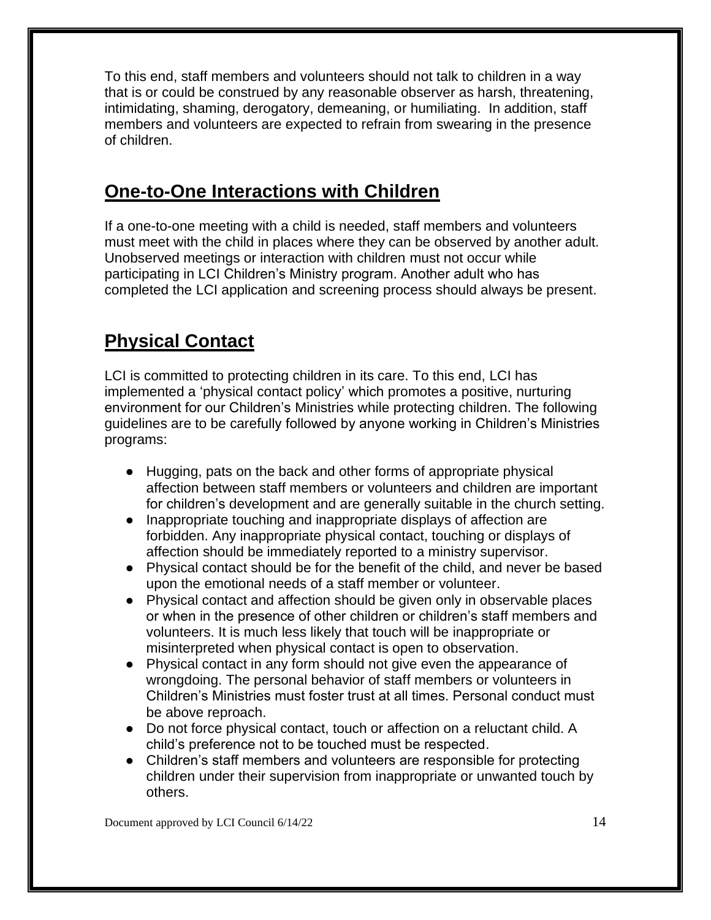To this end, staff members and volunteers should not talk to children in a way that is or could be construed by any reasonable observer as harsh, threatening, intimidating, shaming, derogatory, demeaning, or humiliating. In addition, staff members and volunteers are expected to refrain from swearing in the presence of children.

## One-to-One Interactions with Children

If a one-to-one meeting with a child is needed, staff members and volunteers must meet with the child in places where they can be observed by another adult. Unobserved meetings or interaction with children must not occur while participating in LCI Children's Ministry program. Another adult who has completed the LCI application and screening process should always be present.

## Physical Contact

LCI is committed to protecting children in its care. To this end, LCI has implemented a 'physical contact policy' which promotes a positive, nurturing environment for our Children's Ministries while protecting children. The following guidelines are to be carefully followed by anyone working in Children's Ministries programs:

- Hugging, pats on the back and other forms of appropriate physical affection between staff members or volunteers and children are important for children's development and are generally suitable in the church setting.
- Inappropriate touching and inappropriate displays of affection are forbidden. Any inappropriate physical contact, touching or displays of affection should be immediately reported to a ministry supervisor.
- Physical contact should be for the benefit of the child, and never be based upon the emotional needs of a staff member or volunteer.
- Physical contact and affection should be given only in observable places or when in the presence of other children or children's staff members and volunteers. It is much less likely that touch will be inappropriate or misinterpreted when physical contact is open to observation.
- Physical contact in any form should not give even the appearance of wrongdoing. The personal behavior of staff members or volunteers in Children's Ministries must foster trust at all times. Personal conduct must be above reproach.
- Do not force physical contact, touch or affection on a reluctant child. A child's preference not to be touched must be respected.
- Children's staff members and volunteers are responsible for protecting children under their supervision from inappropriate or unwanted touch by others.

Document approved by LCI Council 6/14/22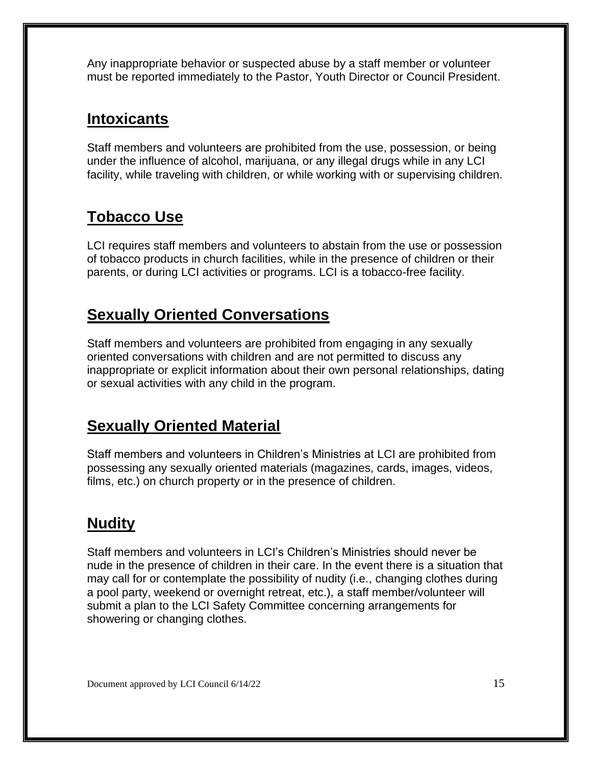Any inappropriate behavior or suspected abuse by a staff member or volunteer must be reported immediately to the Pastor, Youth Director or Council President.

## Intoxicants

Staff members and volunteers are prohibited from the use, possession, or being under the influence of alcohol, marijuana, or any illegal drugs while in any LCI facility, while traveling with children, or while working with or supervising children.

## Tobacco Use

LCI requires staff members and volunteers to abstain from the use or possession of tobacco products in church facilities, while in the presence of children or their parents, or during LCI activities or programs. LCI is a tobacco-free facility.

## Sexually Oriented Conversations

Staff members and volunteers are prohibited from engaging in any sexually oriented conversations with children and are not permitted to discuss any inappropriate or explicit information about their own personal relationships, dating or sexual activities with any child in the program.

## Sexually Oriented Material

Staff members and volunteers in Children's Ministries at LCI are prohibited from possessing any sexually oriented materials (magazines, cards, images, videos, films, etc.) on church property or in the presence of children.

## Nudity

Staff members and volunteers in LCI's Children's Ministries should never be nude in the presence of children in their care. In the event there is a situation that may call for or contemplate the possibility of nudity (i.e., changing clothes during a pool party, weekend or overnight retreat, etc.), a staff member/volunteer will submit a plan to the LCI Safety Committee concerning arrangements for showering or changing clothes.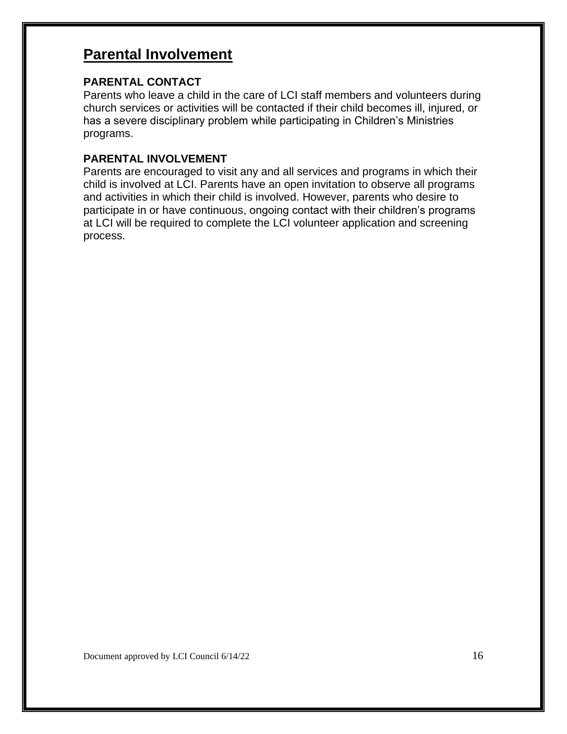## Parental Involvement

### PARENTAL CONTACT

Parents who leave a child in the care of LCI staff members and volunteers during church services or activities will be contacted if their child becomes ill, injured, or has a severe disciplinary problem while participating in Children's Ministries programs.

### PARENTAL INVOLVEMENT

Parents are encouraged to visit any and all services and programs in which their child is involved at LCI. Parents have an open invitation to observe all programs and activities in which their child is involved. However, parents who desire to participate in or have continuous, ongoing contact with their children's programs at LCI will be required to complete the LCI volunteer application and screening process.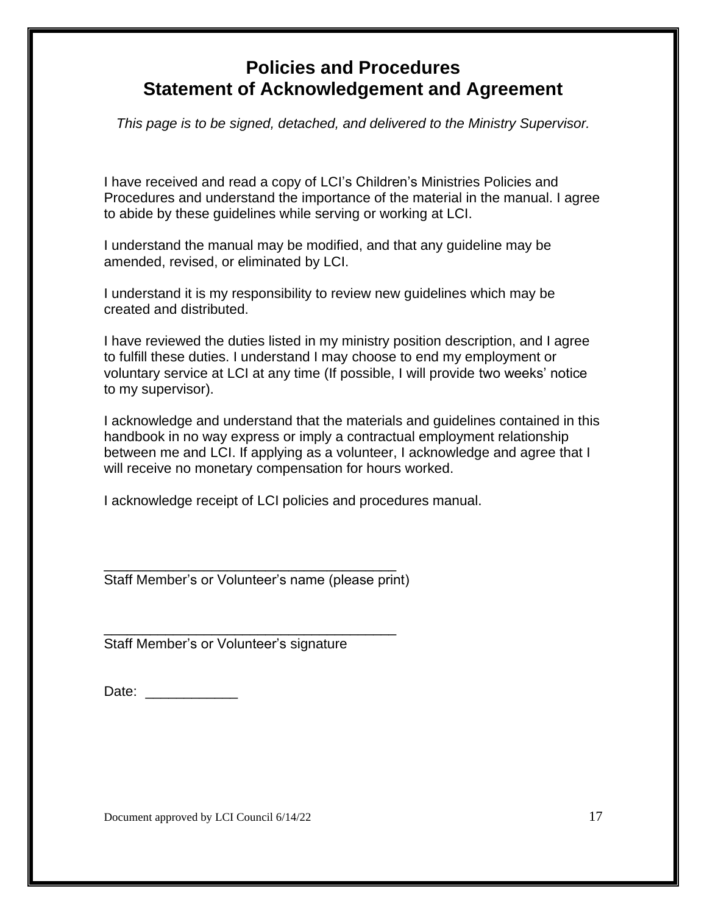# Policies and Procedures
# Statement of Acknowledgement and Agreement

*This page is to be signed, detached, and delivered to the Ministry Supervisor.*

I have received and read a copy of LCI's Children's Ministries Policies and Procedures and understand the importance of the material in the manual. I agree to abide by these guidelines while serving or working at LCI.

I understand the manual may be modified, and that any guideline may be amended, revised, or eliminated by LCI.

I understand it is my responsibility to review new guidelines which may be created and distributed.

I have reviewed the duties listed in my ministry position description, and I agree to fulfill these duties. I understand I may choose to end my employment or voluntary service at LCI at any time (If possible, I will provide two weeks' notice to my supervisor).

I acknowledge and understand that the materials and guidelines contained in this handbook in no way express or imply a contractual employment relationship between me and LCI. If applying as a volunteer, I acknowledge and agree that I will receive no monetary compensation for hours worked.

I acknowledge receipt of LCI policies and procedures manual.

_______________________________________
Staff Member's or Volunteer's name (please print)

_______________________________________
Staff Member's or Volunteer's signature

Date: ____________

Document approved by LCI Council 6/14/22